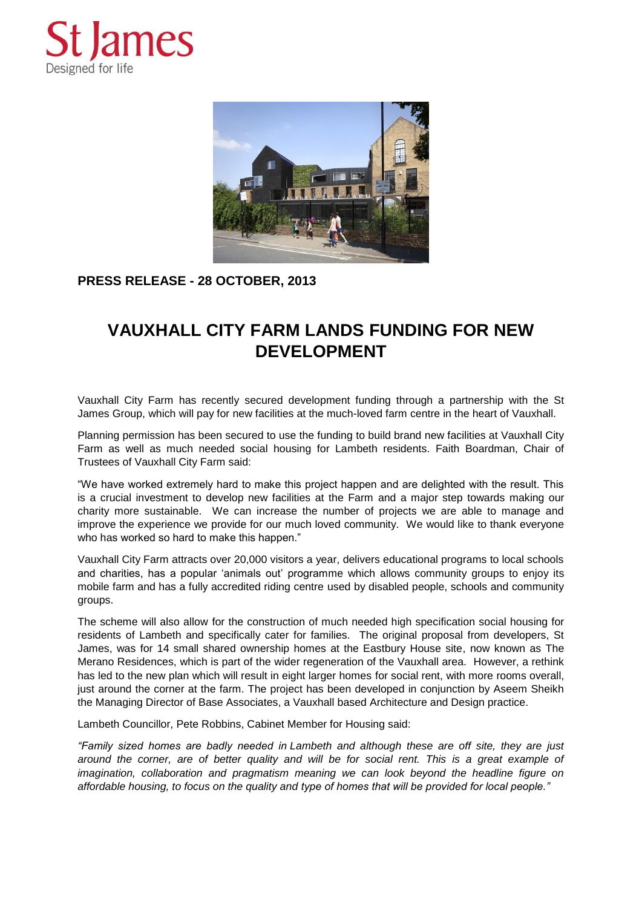St James
Designed for life

**PRESS RELEASE - 28 OCTOBER, 2013**

# VAUXHALL CITY FARM LANDS FUNDING FOR NEW DEVELOPMENT

Vauxhall City Farm has recently secured development funding through a partnership with the St James Group, which will pay for new facilities at the much-loved farm centre in the heart of Vauxhall.

Planning permission has been secured to use the funding to build brand new facilities at Vauxhall City Farm as well as much needed social housing for Lambeth residents. Faith Boardman, Chair of Trustees of Vauxhall City Farm said:

"We have worked extremely hard to make this project happen and are delighted with the result. This is a crucial investment to develop new facilities at the Farm and a major step towards making our charity more sustainable. We can increase the number of projects we are able to manage and improve the experience we provide for our much loved community. We would like to thank everyone who has worked so hard to make this happen."

Vauxhall City Farm attracts over 20,000 visitors a year, delivers educational programs to local schools and charities, has a popular 'animals out' programme which allows community groups to enjoy its mobile farm and has a fully accredited riding centre used by disabled people, schools and community groups.

The scheme will also allow for the construction of much needed high specification social housing for residents of Lambeth and specifically cater for families. The original proposal from developers, St James, was for 14 small shared ownership homes at the Eastbury House site, now known as The Merano Residences, which is part of the wider regeneration of the Vauxhall area. However, a rethink has led to the new plan which will result in eight larger homes for social rent, with more rooms overall, just around the corner at the farm. The project has been developed in conjunction by Aseem Sheikh the Managing Director of Base Associates, a Vauxhall based Architecture and Design practice.

Lambeth Councillor, Pete Robbins, Cabinet Member for Housing said:

*"Family sized homes are badly needed in Lambeth and although these are off site, they are just around the corner, are of better quality and will be for social rent. This is a great example of imagination, collaboration and pragmatism meaning we can look beyond the headline figure on affordable housing, to focus on the quality and type of homes that will be provided for local people."*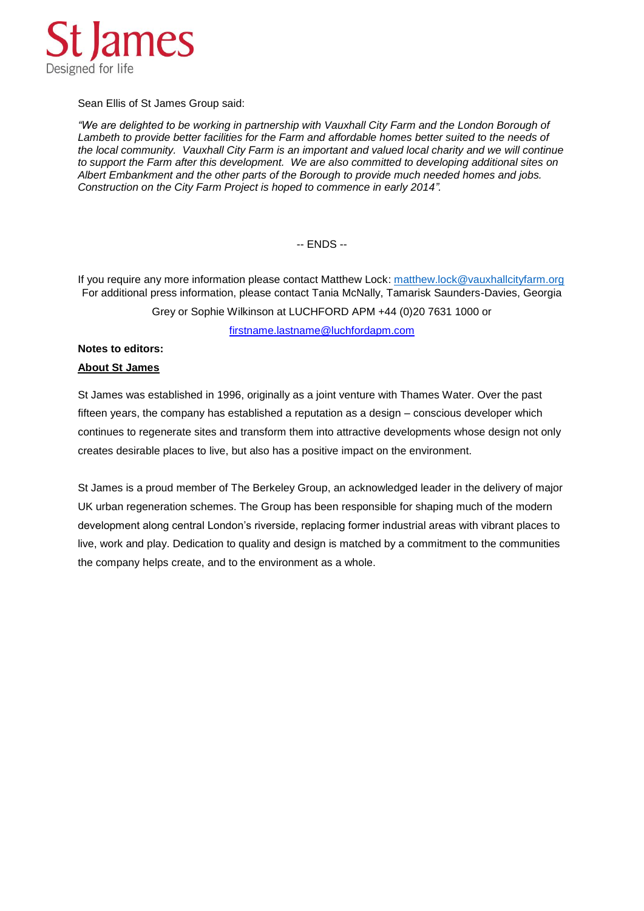Sean Ellis of St James Group said:

*"We are delighted to be working in partnership with Vauxhall City Farm and the London Borough of Lambeth to provide better facilities for the Farm and affordable homes better suited to the needs of the local community. Vauxhall City Farm is an important and valued local charity and we will continue to support the Farm after this development. We are also committed to developing additional sites on Albert Embankment and the other parts of the Borough to provide much needed homes and jobs. Construction on the City Farm Project is hoped to commence in early 2014".*

-- ENDS --

If you require any more information please contact Matthew Lock: matthew.lock@vauxhallcityfarm.org
For additional press information, please contact Tania McNally, Tamarisk Saunders-Davies, Georgia Grey or Sophie Wilkinson at LUCHFORD APM +44 (0)20 7631 1000 or firstname.lastname@luchfordapm.com

**Notes to editors:**

**About St James**

St James was established in 1996, originally as a joint venture with Thames Water. Over the past fifteen years, the company has established a reputation as a design – conscious developer which continues to regenerate sites and transform them into attractive developments whose design not only creates desirable places to live, but also has a positive impact on the environment.

St James is a proud member of The Berkeley Group, an acknowledged leader in the delivery of major UK urban regeneration schemes. The Group has been responsible for shaping much of the modern development along central London's riverside, replacing former industrial areas with vibrant places to live, work and play. Dedication to quality and design is matched by a commitment to the communities the company helps create, and to the environment as a whole.